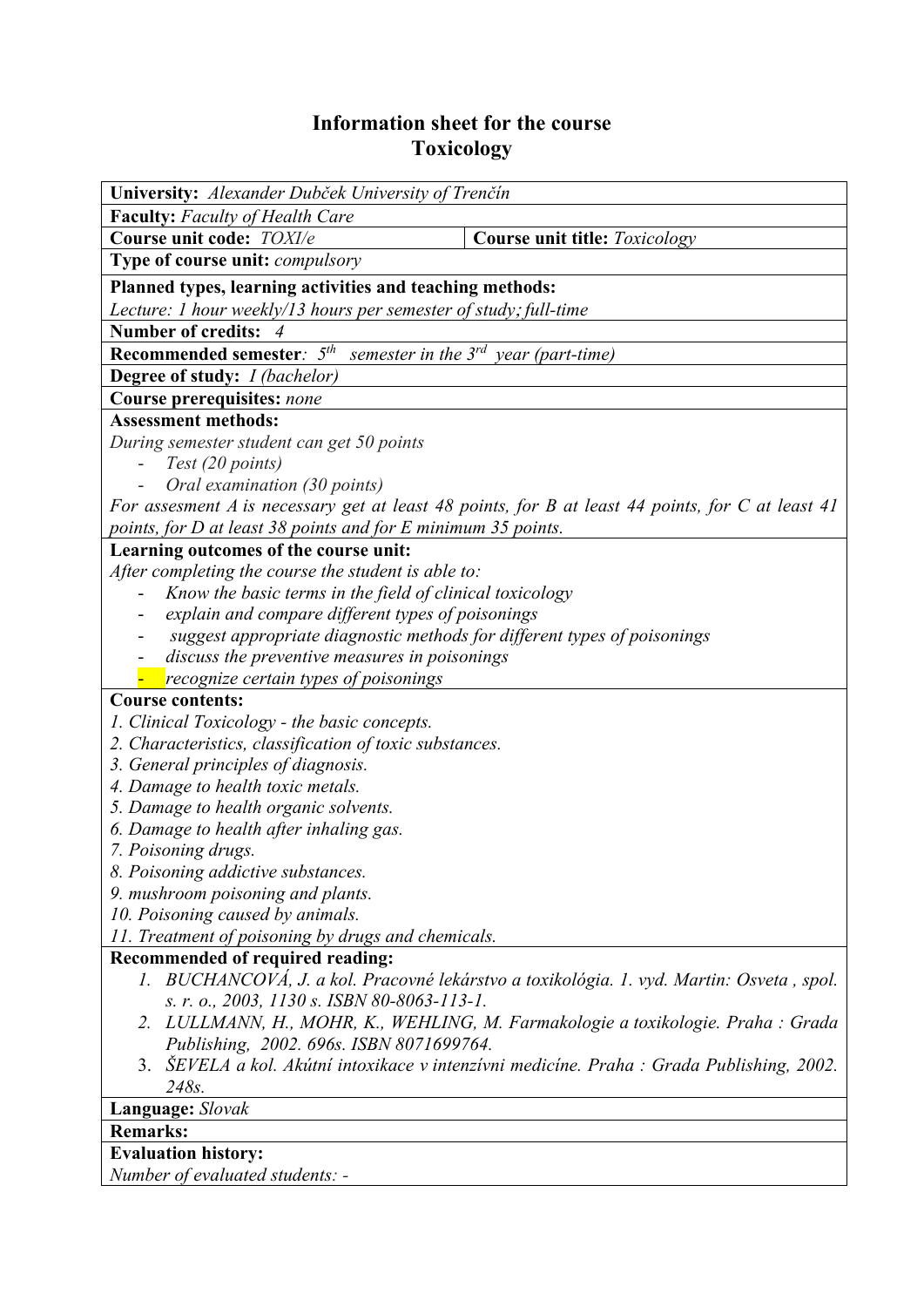# Information sheet for the course
# Toxicology

**University:** *Alexander Dubček University of Trenčín*

**Faculty:** *Faculty of Health Care*

| **Course unit code:** *TOXI/e* | **Course unit title:** *Toxicology* |
|---|---|

**Type of course unit:** *compulsory*

**Planned types, learning activities and teaching methods:**
*Lecture: 1 hour weekly/13 hours per semester of study; full-time*

**Number of credits:** *4*

**Recommended semester**: *5th semester in the 3rd year (part-time)*

**Degree of study:** *I (bachelor)*

**Course prerequisites:** *none*

**Assessment methods:**
*During semester student can get 50 points*

- *Test (20 points)*
- *Oral examination (30 points)*

*For assesment A is necessary get at least 48 points, for B at least 44 points, for C at least 41 points, for D at least 38 points and for E minimum 35 points.*

**Learning outcomes of the course unit:**
*After completing the course the student is able to:*

- *Know the basic terms in the field of clinical toxicology*
- *explain and compare different types of poisonings*
- *suggest appropriate diagnostic methods for different types of poisonings*
- *discuss the preventive measures in poisonings*
- *recognize certain types of poisonings*

**Course contents:**
*1. Clinical Toxicology - the basic concepts.*
*2. Characteristics, classification of toxic substances.*
*3. General principles of diagnosis.*
*4. Damage to health toxic metals.*
*5. Damage to health organic solvents.*
*6. Damage to health after inhaling gas.*
*7. Poisoning drugs.*
*8. Poisoning addictive substances.*
*9. mushroom poisoning and plants.*
*10. Poisoning caused by animals.*
*11. Treatment of poisoning by drugs and chemicals.*

**Recommended of required reading:**

1. *BUCHANCOVÁ, J. a kol. Pracovné lekárstvo a toxikológia. 1. vyd. Martin: Osveta , spol. s. r. o., 2003, 1130 s. ISBN 80-8063-113-1.*
2. *LULLMANN, H., MOHR, K., WEHLING, M. Farmakologie a toxikologie. Praha : Grada Publishing, 2002. 696s. ISBN 8071699764.*
3. *ŠEVELA a kol. Akútní intoxikace v intenzívni medicíne. Praha : Grada Publishing, 2002. 248s.*

**Language:** *Slovak*

**Remarks:**

**Evaluation history:**
*Number of evaluated students: -*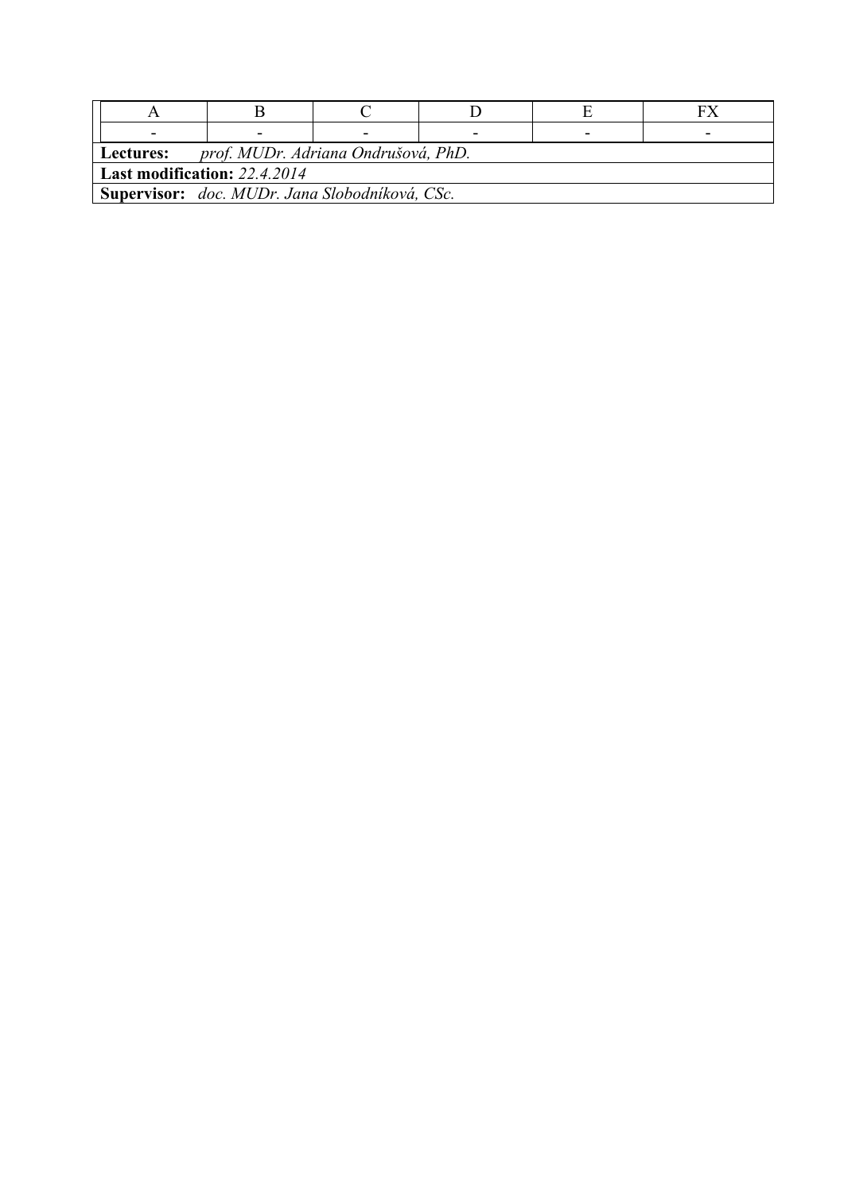| A | B | C | D | E | FX |
|---|---|---|---|---|---|
| - | - | - | - | - | - |

**Lectures:** *prof. MUDr. Adriana Ondrušová, PhD.*

**Last modification:** *22.4.2014*

**Supervisor:** *doc. MUDr. Jana Slobodníková, CSc.*